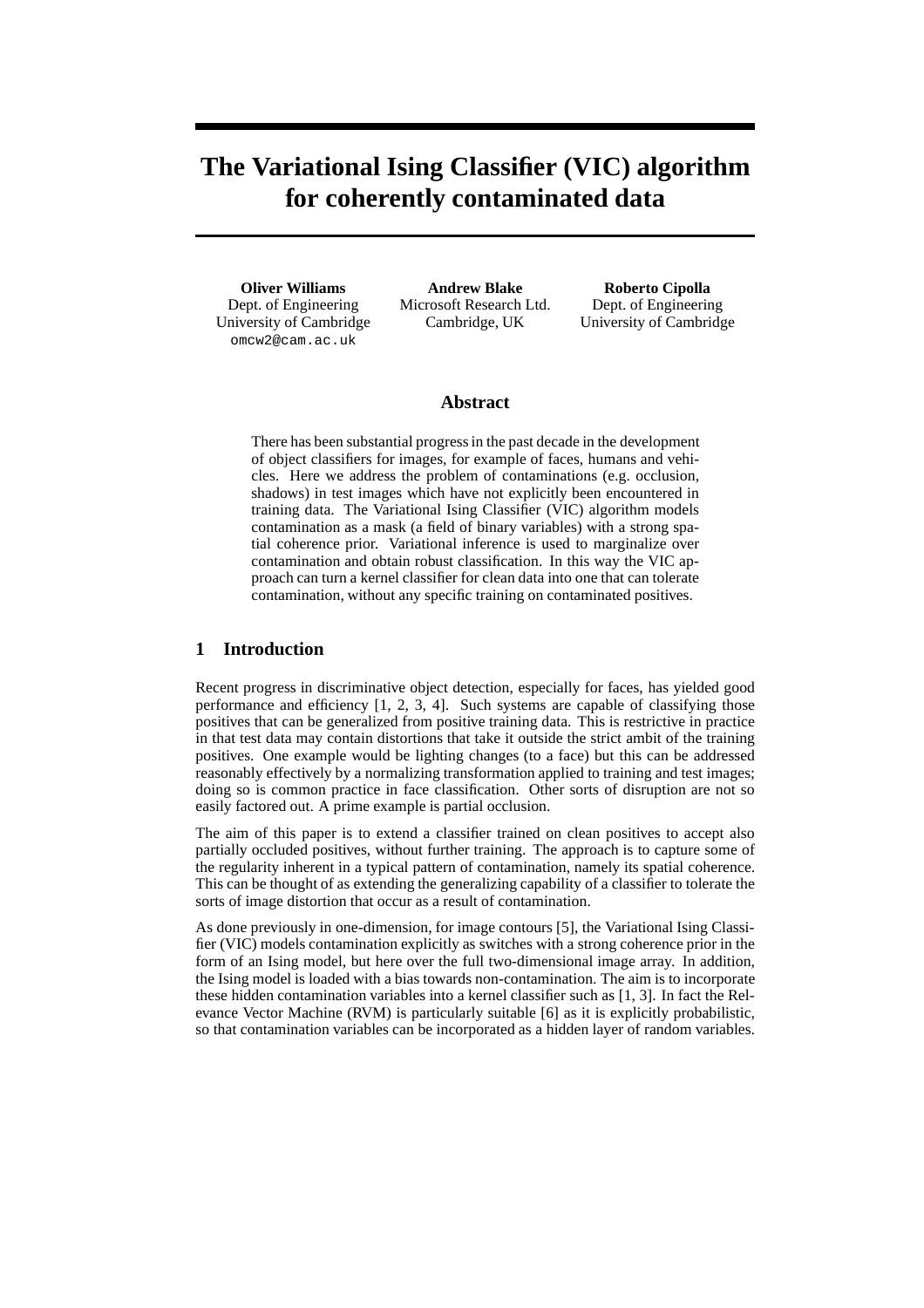# The Variational Ising Classifier (VIC) algorithm for coherently contaminated data

**Oliver Williams**
Dept. of Engineering
University of Cambridge
omcw2@cam.ac.uk

**Andrew Blake**
Microsoft Research Ltd.
Cambridge, UK

**Roberto Cipolla**
Dept. of Engineering
University of Cambridge

## Abstract

There has been substantial progress in the past decade in the development of object classifiers for images, for example of faces, humans and vehicles. Here we address the problem of contaminations (e.g. occlusion, shadows) in test images which have not explicitly been encountered in training data. The Variational Ising Classifier (VIC) algorithm models contamination as a mask (a field of binary variables) with a strong spatial coherence prior. Variational inference is used to marginalize over contamination and obtain robust classification. In this way the VIC approach can turn a kernel classifier for clean data into one that can tolerate contamination, without any specific training on contaminated positives.

## 1 Introduction

Recent progress in discriminative object detection, especially for faces, has yielded good performance and efficiency [1, 2, 3, 4]. Such systems are capable of classifying those positives that can be generalized from positive training data. This is restrictive in practice in that test data may contain distortions that take it outside the strict ambit of the training positives. One example would be lighting changes (to a face) but this can be addressed reasonably effectively by a normalizing transformation applied to training and test images; doing so is common practice in face classification. Other sorts of disruption are not so easily factored out. A prime example is partial occlusion.

The aim of this paper is to extend a classifier trained on clean positives to accept also partially occluded positives, without further training. The approach is to capture some of the regularity inherent in a typical pattern of contamination, namely its spatial coherence. This can be thought of as extending the generalizing capability of a classifier to tolerate the sorts of image distortion that occur as a result of contamination.

As done previously in one-dimension, for image contours [5], the Variational Ising Classifier (VIC) models contamination explicitly as switches with a strong coherence prior in the form of an Ising model, but here over the full two-dimensional image array. In addition, the Ising model is loaded with a bias towards non-contamination. The aim is to incorporate these hidden contamination variables into a kernel classifier such as [1, 3]. In fact the Relevance Vector Machine (RVM) is particularly suitable [6] as it is explicitly probabilistic, so that contamination variables can be incorporated as a hidden layer of random variables.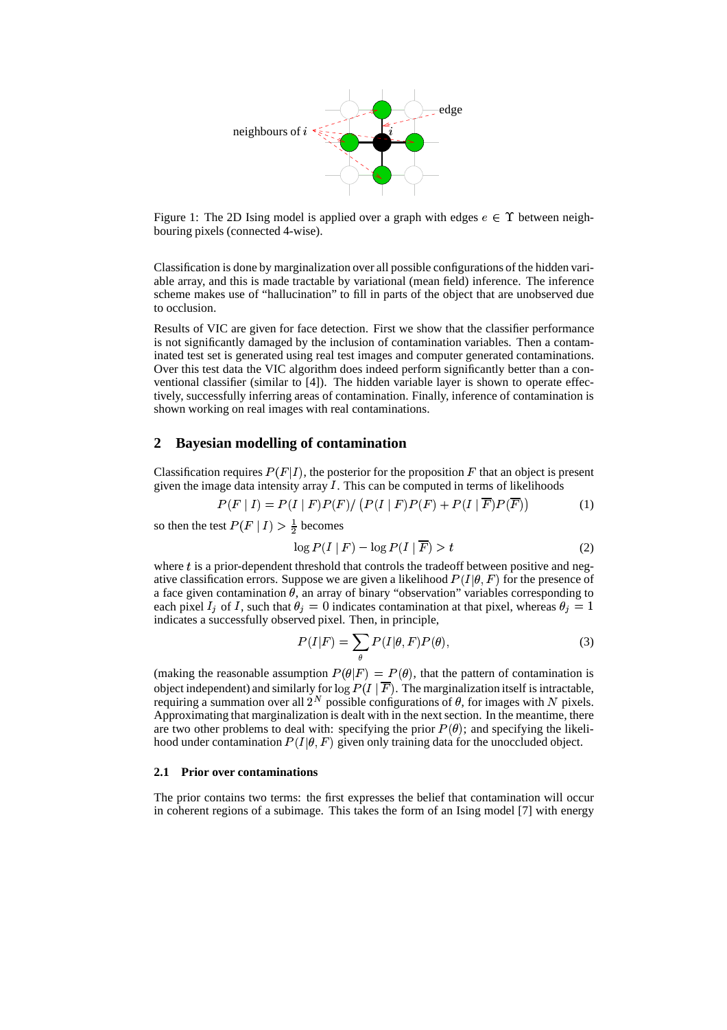Figure 1: The 2D Ising model is applied over a graph with edges $e \in \Upsilon$ between neighbouring pixels (connected 4-wise).

Classification is done by marginalization over all possible configurations of the hidden variable array, and this is made tractable by variational (mean field) inference. The inference scheme makes use of "hallucination" to fill in parts of the object that are unobserved due to occlusion.

Results of VIC are given for face detection. First we show that the classifier performance is not significantly damaged by the inclusion of contamination variables. Then a contaminated test set is generated using real test images and computer generated contaminations. Over this test data the VIC algorithm does indeed perform significantly better than a conventional classifier (similar to [4]). The hidden variable layer is shown to operate effectively, successfully inferring areas of contamination. Finally, inference of contamination is shown working on real images with real contaminations.

## 2 Bayesian modelling of contamination

Classification requires $P(F|I)$, the posterior for the proposition $F$ that an object is present given the image data intensity array $I$. This can be computed in terms of likelihoods

$$P(F \mid I) = P(I \mid F)P(F) / \left(P(I \mid F)P(F) + P(I \mid \overline{F})P(\overline{F})\right) \tag{1}$$

so then the test $P(F \mid I) > \frac{1}{2}$ becomes

$$\log P(I \mid F) - \log P(I \mid \overline{F}) > t \tag{2}$$

where $t$ is a prior-dependent threshold that controls the tradeoff between positive and negative classification errors. Suppose we are given a likelihood $P(I|\theta, F)$ for the presence of a face given contamination $\theta$, an array of binary "observation" variables corresponding to each pixel $I_j$ of $I$, such that $\theta_j = 0$ indicates contamination at that pixel, whereas $\theta_j = 1$ indicates a successfully observed pixel. Then, in principle,

$$P(I|F) = \sum_{\theta} P(I|\theta, F)P(\theta), \tag{3}$$

(making the reasonable assumption $P(\theta|F) = P(\theta)$, that the pattern of contamination is object independent) and similarly for $\log P(I \mid \overline{F})$. The marginalization itself is intractable, requiring a summation over all $2^N$ possible configurations of $\theta$, for images with $N$ pixels. Approximating that marginalization is dealt with in the next section. In the meantime, there are two other problems to deal with: specifying the prior $P(\theta)$; and specifying the likelihood under contamination $P(I|\theta, F)$ given only training data for the unoccluded object.

### 2.1 Prior over contaminations

The prior contains two terms: the first expresses the belief that contamination will occur in coherent regions of a subimage. This takes the form of an Ising model [7] with energy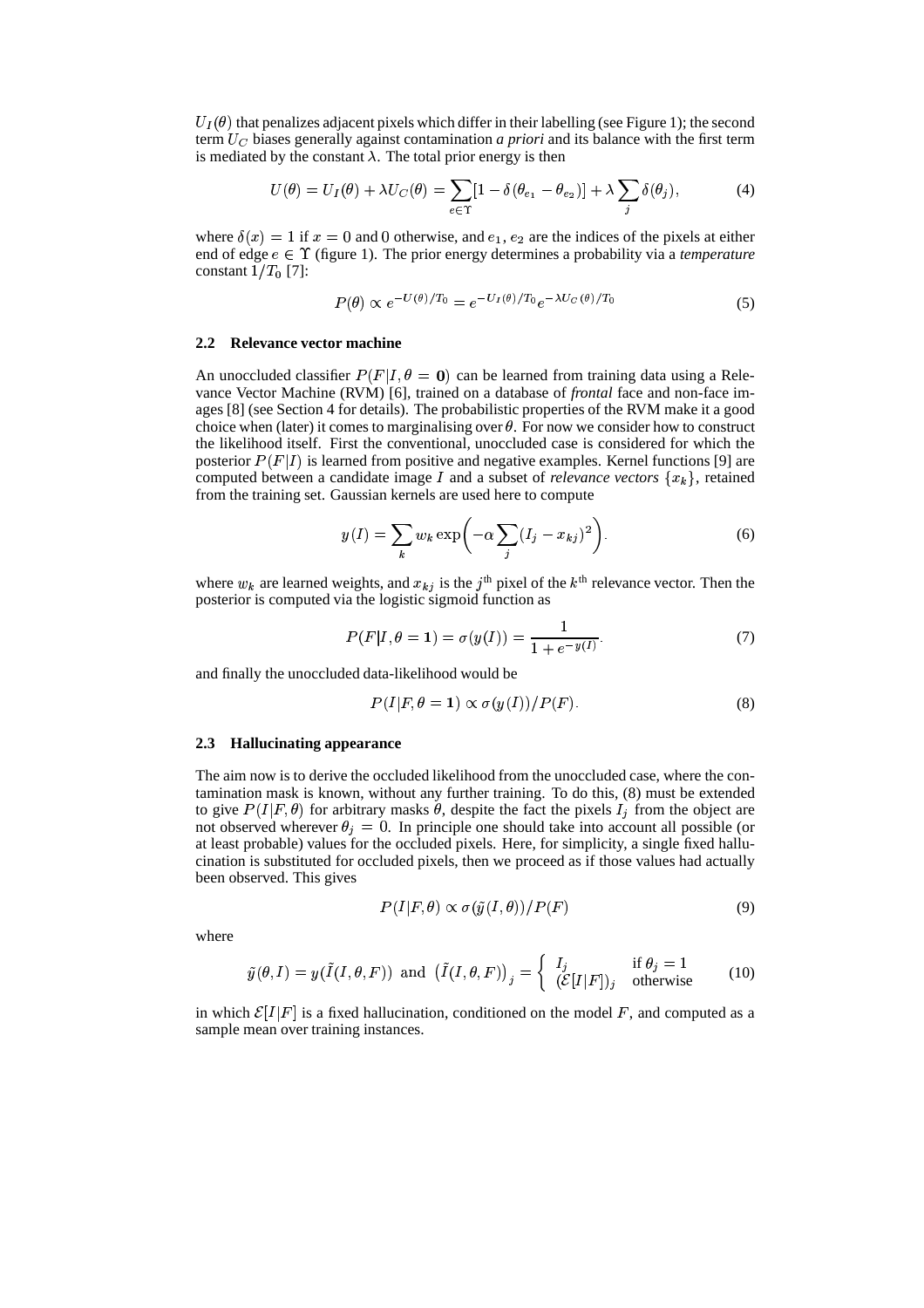$U_I(\theta)$ that penalizes adjacent pixels which differ in their labelling (see Figure 1); the second term $U_C$ biases generally against contamination *a priori* and its balance with the first term is mediated by the constant $\lambda$. The total prior energy is then

$$U(\theta) = U_I(\theta) + \lambda U_C(\theta) = \sum_{e \in \Upsilon} [1 - \delta(\theta_{e_1} - \theta_{e_2})] + \lambda \sum_j \delta(\theta_j), \tag{4}$$

where $\delta(x) = 1$ if $x = 0$ and 0 otherwise, and $e_1, e_2$ are the indices of the pixels at either end of edge $e \in \Upsilon$ (figure 1). The prior energy determines a probability via a *temperature* constant $1/T_0$ [7]:

$$P(\theta) \propto e^{-U(\theta)/T_0} = e^{-U_I(\theta)/T_0} e^{-\lambda U_C(\theta)/T_0} \tag{5}$$

### 2.2 Relevance vector machine

An unoccluded classifier $P(F|I, \theta = \mathbf{0})$ can be learned from training data using a Relevance Vector Machine (RVM) [6], trained on a database of *frontal* face and non-face images [8] (see Section 4 for details). The probabilistic properties of the RVM make it a good choice when (later) it comes to marginalising over $\theta$. For now we consider how to construct the likelihood itself. First the conventional, unoccluded case is considered for which the posterior $P(F|I)$ is learned from positive and negative examples. Kernel functions [9] are computed between a candidate image $I$ and a subset of *relevance vectors* $\{x_k\}$, retained from the training set. Gaussian kernels are used here to compute

$$y(I) = \sum_k w_k \exp\left(-\alpha \sum_j (I_j - x_{kj})^2\right). \tag{6}$$

where $w_k$ are learned weights, and $x_{kj}$ is the $j^{\text{th}}$ pixel of the $k^{\text{th}}$ relevance vector. Then the posterior is computed via the logistic sigmoid function as

$$P(F|I, \theta = \mathbf{1}) = \sigma(y(I)) = \frac{1}{1 + e^{-y(I)}}. \tag{7}$$

and finally the unoccluded data-likelihood would be

$$P(I|F, \theta = \mathbf{1}) \propto \sigma(y(I))/P(F). \tag{8}$$

### 2.3 Hallucinating appearance

The aim now is to derive the occluded likelihood from the unoccluded case, where the contamination mask is known, without any further training. To do this, (8) must be extended to give $P(I|F, \theta)$ for arbitrary masks $\theta$, despite the fact the pixels $I_j$ from the object are not observed wherever $\theta_j = 0$. In principle one should take into account all possible (or at least probable) values for the occluded pixels. Here, for simplicity, a single fixed hallucination is substituted for occluded pixels, then we proceed as if those values had actually been observed. This gives

$$P(I|F, \theta) \propto \sigma(\tilde{y}(I, \theta))/P(F) \tag{9}$$

where

$$\tilde{y}(\theta, I) = y(\tilde{I}(I, \theta, F)) \text{ and } \left(\tilde{I}(I, \theta, F)\right)_j = \begin{cases} I_j & \text{if } \theta_j = 1 \\ (\mathcal{E}[I|F])_j & \text{otherwise} \end{cases} \tag{10}$$

in which $\mathcal{E}[I|F]$ is a fixed hallucination, conditioned on the model $F$, and computed as a sample mean over training instances.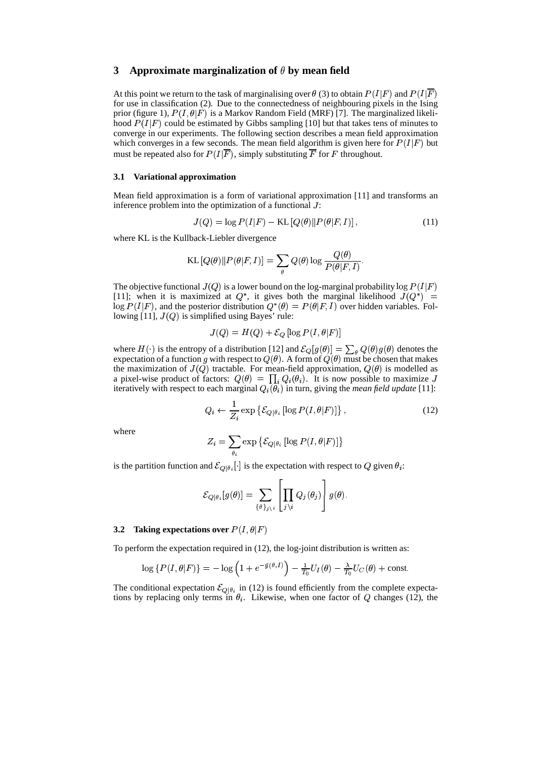## 3 Approximate marginalization of $\theta$ by mean field

At this point we return to the task of marginalising over $\theta$ (3) to obtain $P(I|F)$ and $P(I|\overline{F})$ for use in classification (2). Due to the connectedness of neighbouring pixels in the Ising prior (figure 1), $P(I, \theta|F)$ is a Markov Random Field (MRF) [7]. The marginalized likelihood $P(I|F)$ could be estimated by Gibbs sampling [10] but that takes tens of minutes to converge in our experiments. The following section describes a mean field approximation which converges in a few seconds. The mean field algorithm is given here for $P(I|F)$ but must be repeated also for $P(I|\overline{F})$, simply substituting $\overline{F}$ for $F$ throughout.

### 3.1 Variational approximation

Mean field approximation is a form of variational approximation [11] and transforms an inference problem into the optimization of a functional $J$:

$$J(Q) = \log P(I|F) - \text{KL}\left[Q(\theta) \| P(\theta|F, I)\right], \tag{11}$$

where KL is the Kullback-Liebler divergence

$$\text{KL}\left[Q(\theta) \| P(\theta|F, I)\right] = \sum_{\theta} Q(\theta) \log \frac{Q(\theta)}{P(\theta|F, I)}.$$

The objective functional $J(Q)$ is a lower bound on the log-marginal probability $\log P(I|F)$ [11]; when it is maximized at $Q^*$, it gives both the marginal likelihood $J(Q^*) = \log P(I|F)$, and the posterior distribution $Q^*(\theta) = P(\theta|F, I)$ over hidden variables. Following [11], $J(Q)$ is simplified using Bayes' rule:

$$J(Q) = H(Q) + \mathcal{E}_Q\left[\log P(I, \theta|F)\right]$$

where $H(\cdot)$ is the entropy of a distribution [12] and $\mathcal{E}_Q[g(\theta)] = \sum_{\theta} Q(\theta) g(\theta)$ denotes the expectation of a function $g$ with respect to $Q(\theta)$. A form of $Q(\theta)$ must be chosen that makes the maximization of $J(Q)$ tractable. For mean-field approximation, $Q(\theta)$ is modelled as a pixel-wise product of factors: $Q(\theta) = \prod_i Q_i(\theta_i)$. It is now possible to maximize $J$ iteratively with respect to each marginal $Q_i(\theta_i)$ in turn, giving the *mean field update* [11]:

$$Q_i \leftarrow \frac{1}{Z_i} \exp\left\{\mathcal{E}_{Q|\theta_i}\left[\log P(I, \theta|F)\right]\right\}, \tag{12}$$

where

$$Z_i = \sum_{\theta_i} \exp\left\{\mathcal{E}_{Q|\theta_i}\left[\log P(I, \theta|F)\right]\right\}$$

is the partition function and $\mathcal{E}_{Q|\theta_i}[\cdot]$ is the expectation with respect to $Q$ given $\theta_i$:

$$\mathcal{E}_{Q|\theta_i}[g(\theta)] = \sum_{\{\theta\}_{j \setminus i}} \left[\prod_{j \setminus i} Q_j(\theta_j)\right] g(\theta).$$

### 3.2 Taking expectations over $P(I, \theta|F)$

To perform the expectation required in (12), the log-joint distribution is written as:

$$\log\left\{P(I, \theta|F)\right\} = -\log\left(1 + e^{-\bar{g}(\theta, I)}\right) - \tfrac{1}{T_0} U_I(\theta) - \tfrac{\lambda}{T_0} U_C(\theta) + \text{const}.$$

The conditional expectation $\mathcal{E}_{Q|\theta_i}$ in (12) is found efficiently from the complete expectations by replacing only terms in $\theta_i$. Likewise, when one factor of $Q$ changes (12), the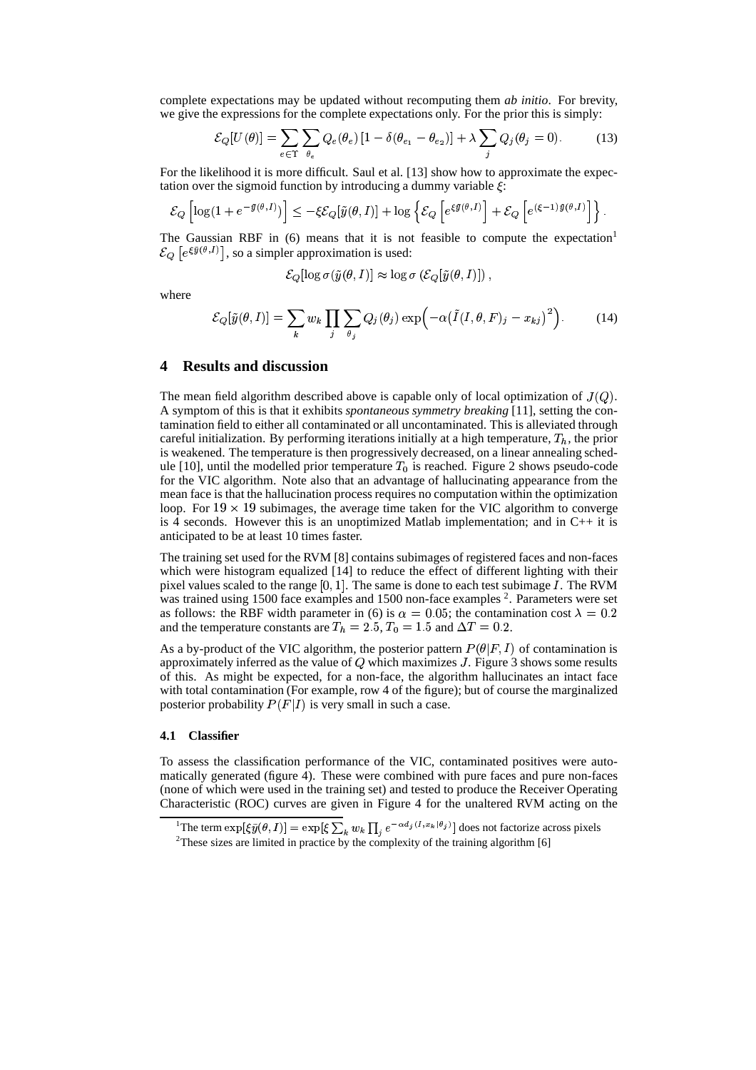complete expectations may be updated without recomputing them *ab initio*. For brevity, we give the expressions for the complete expectations only. For the prior this is simply:

$$\mathcal{E}_Q[U(\theta)] = \sum_{e \in \Upsilon} \sum_{\theta_e} Q_e(\theta_e) \left[1 - \delta(\theta_{e_1} - \theta_{e_2})\right] + \lambda \sum_j Q_j(\theta_j = 0). \tag{13}$$

For the likelihood it is more difficult. Saul et al. [13] show how to approximate the expectation over the sigmoid function by introducing a dummy variable $\xi$:

$$\mathcal{E}_Q\left[\log(1 + e^{-\tilde{y}(\theta,I)})\right] \leq -\xi \mathcal{E}_Q[\tilde{y}(\theta, I)] + \log\left\{\mathcal{E}_Q\left[e^{\xi \tilde{y}(\theta,I)}\right] + \mathcal{E}_Q\left[e^{(\xi-1)\tilde{y}(\theta,I)}\right]\right\}.$$

The Gaussian RBF in (6) means that it is not feasible to compute the expectation[1] $\mathcal{E}_Q\left[e^{\xi \tilde{y}(\theta,I)}\right]$, so a simpler approximation is used:

$$\mathcal{E}_Q[\log \sigma(\tilde{y}(\theta, I))] \approx \log \sigma\left(\mathcal{E}_Q[\tilde{y}(\theta, I)]\right),$$

where

$$\mathcal{E}_Q[\tilde{y}(\theta, I)] = \sum_k w_k \prod_j \sum_{\theta_j} Q_j(\theta_j) \exp\Big(-\alpha\big(\tilde{I}(I, \theta, F)_j - x_{kj}\big)^2\Big). \tag{14}$$

## 4 Results and discussion

The mean field algorithm described above is capable only of local optimization of $J(Q)$. A symptom of this is that it exhibits *spontaneous symmetry breaking* [11], setting the contamination field to either all contaminated or all uncontaminated. This is alleviated through careful initialization. By performing iterations initially at a high temperature, $T_h$, the prior is weakened. The temperature is then progressively decreased, on a linear annealing schedule [10], until the modelled prior temperature $T_0$ is reached. Figure 2 shows pseudo-code for the VIC algorithm. Note also that an advantage of hallucinating appearance from the mean face is that the hallucination process requires no computation within the optimization loop. For $19 \times 19$ subimages, the average time taken for the VIC algorithm to converge is 4 seconds. However this is an unoptimized Matlab implementation; and in C++ it is anticipated to be at least 10 times faster.

The training set used for the RVM [8] contains subimages of registered faces and non-faces which were histogram equalized [14] to reduce the effect of different lighting with their pixel values scaled to the range $[0, 1]$. The same is done to each test subimage $I$. The RVM was trained using 1500 face examples and 1500 non-face examples [2]. Parameters were set as follows: the RBF width parameter in (6) is $\alpha = 0.05$; the contamination cost $\lambda = 0.2$ and the temperature constants are $T_h = 2.5$, $T_0 = 1.5$ and $\Delta T = 0.2$.

As a by-product of the VIC algorithm, the posterior pattern $P(\theta|F, I)$ of contamination is approximately inferred as the value of $Q$ which maximizes $J$. Figure 3 shows some results of this. As might be expected, for a non-face, the algorithm hallucinates an intact face with total contamination (For example, row 4 of the figure); but of course the marginalized posterior probability $P(F|I)$ is very small in such a case.

### 4.1 Classifier

To assess the classification performance of the VIC, contaminated positives were automatically generated (figure 4). These were combined with pure faces and pure non-faces (none of which were used in the training set) and tested to produce the Receiver Operating Characteristic (ROC) curves are given in Figure 4 for the unaltered RVM acting on the

[1] The term $\exp[\xi \tilde{y}(\theta, I)] = \exp[\xi \sum_k w_k \prod_j e^{-\alpha d_j(I, x_k|\theta_j)}]$ does not factorize across pixels

[2] These sizes are limited in practice by the complexity of the training algorithm [6]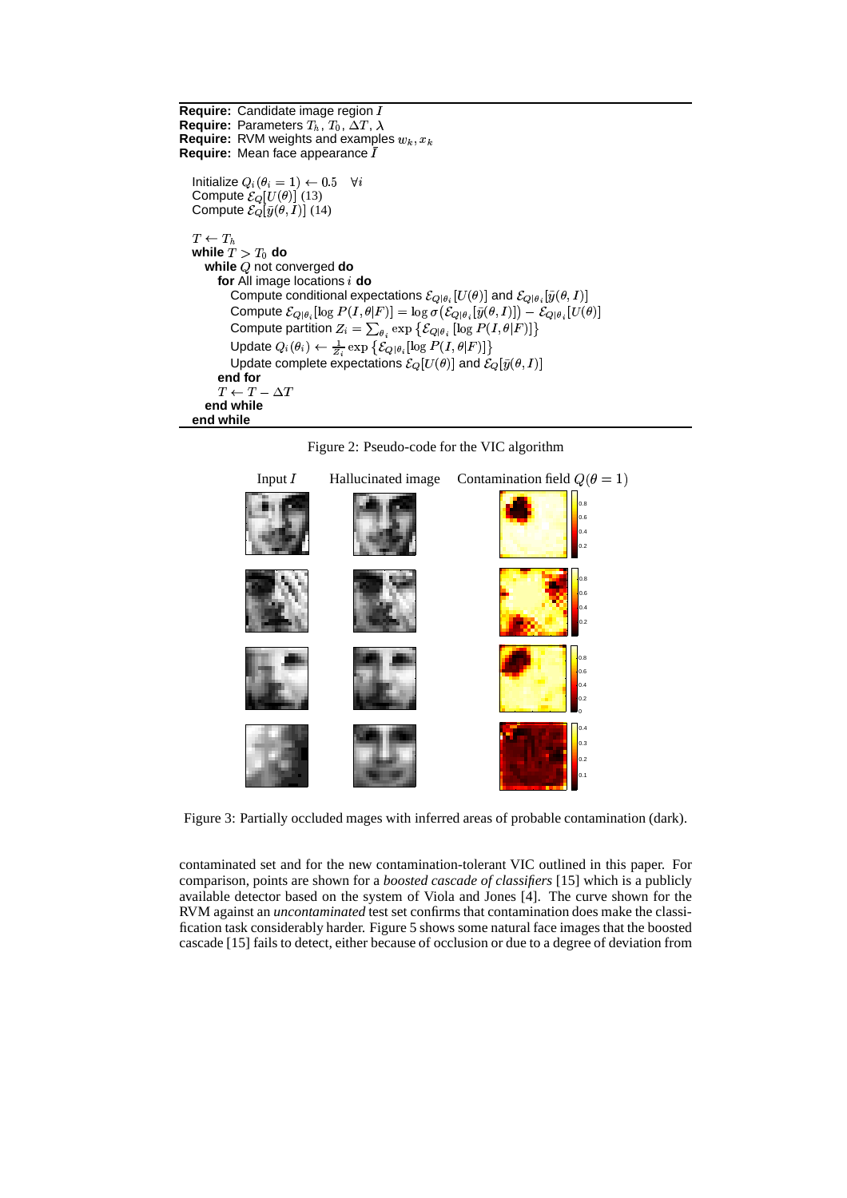```
Require: Candidate image region I
Require: Parameters T_h, T_0, ΔT, λ
Require: RVM weights and examples w_k, x_k
Require: Mean face appearance Ī

  Initialize Q_i(θ_i = 1) ← 0.5   ∀i
  Compute E_Q[U(θ)] (13)
  Compute E_Q[ȳ(θ, I)] (14)

  T ← T_h
  while T > T_0 do
    while Q not converged do
      for All image locations i do
        Compute conditional expectations E_{Q|θ_i}[U(θ)] and E_{Q|θ_i}[ȳ(θ, I)]
        Compute E_{Q|θ_i}[log P(I, θ|F)] = log σ(E_{Q|θ_i}[ȳ(θ, I)]) − E_{Q|θ_i}[U(θ)]
        Compute partition Z_i = Σ_{θ_i} exp{E_{Q|θ_i}[log P(I, θ|F)]}
        Update Q_i(θ_i) ← (1/Z_i) exp{E_{Q|θ_i}[log P(I, θ|F)]}
        Update complete expectations E_Q[U(θ)] and E_Q[ȳ(θ, I)]
      end for
      T ← T − ΔT
    end while
  end while
```

Figure 2: Pseudo-code for the VIC algorithm

Figure 3: Partially occluded mages with inferred areas of probable contamination (dark).

contaminated set and for the new contamination-tolerant VIC outlined in this paper. For comparison, points are shown for a *boosted cascade of classifiers* [15] which is a publicly available detector based on the system of Viola and Jones [4]. The curve shown for the RVM against an *uncontaminated* test set confirms that contamination does make the classification task considerably harder. Figure 5 shows some natural face images that the boosted cascade [15] fails to detect, either because of occlusion or due to a degree of deviation from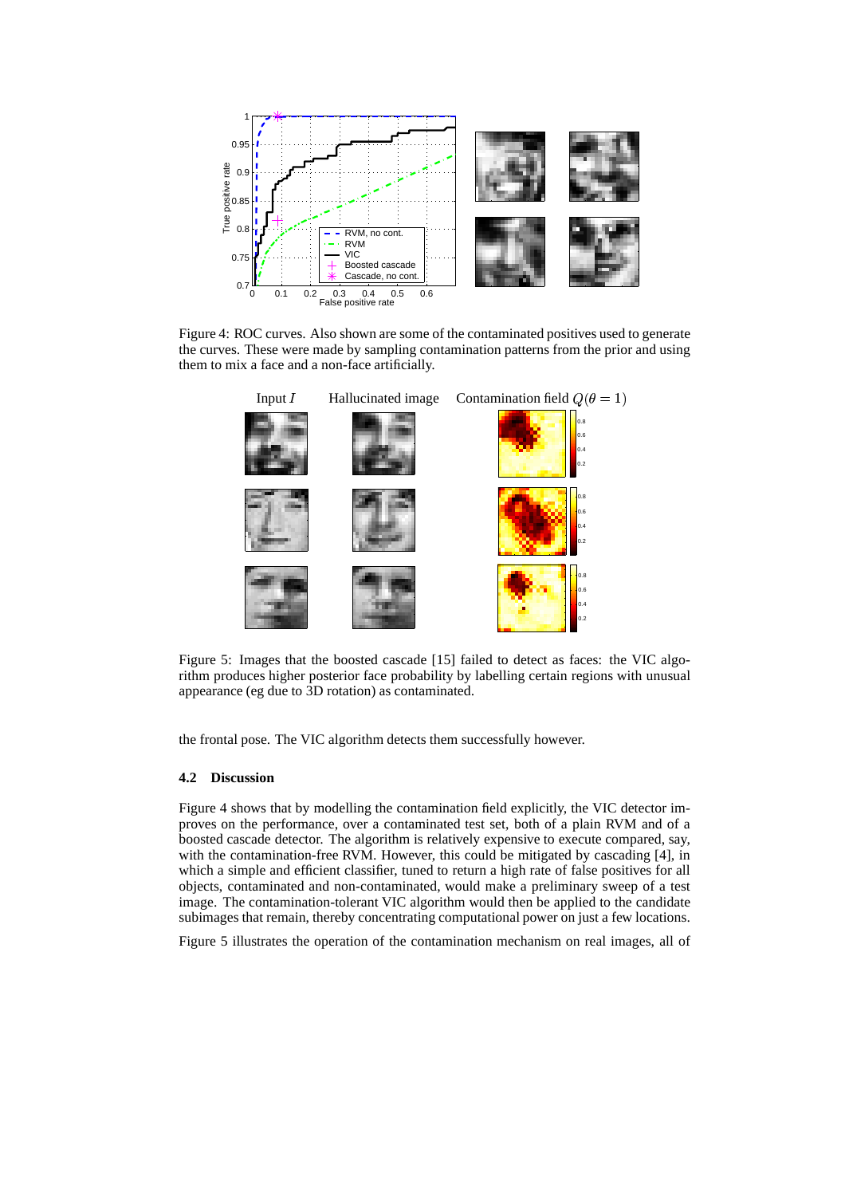Figure 4: ROC curves. Also shown are some of the contaminated positives used to generate the curves. These were made by sampling contamination patterns from the prior and using them to mix a face and a non-face artificially.

Figure 5: Images that the boosted cascade [15] failed to detect as faces: the VIC algorithm produces higher posterior face probability by labelling certain regions with unusual appearance (eg due to 3D rotation) as contaminated.

the frontal pose. The VIC algorithm detects them successfully however.

### 4.2 Discussion

Figure 4 shows that by modelling the contamination field explicitly, the VIC detector improves on the performance, over a contaminated test set, both of a plain RVM and of a boosted cascade detector. The algorithm is relatively expensive to execute compared, say, with the contamination-free RVM. However, this could be mitigated by cascading [4], in which a simple and efficient classifier, tuned to return a high rate of false positives for all objects, contaminated and non-contaminated, would make a preliminary sweep of a test image. The contamination-tolerant VIC algorithm would then be applied to the candidate subimages that remain, thereby concentrating computational power on just a few locations.

Figure 5 illustrates the operation of the contamination mechanism on real images, all of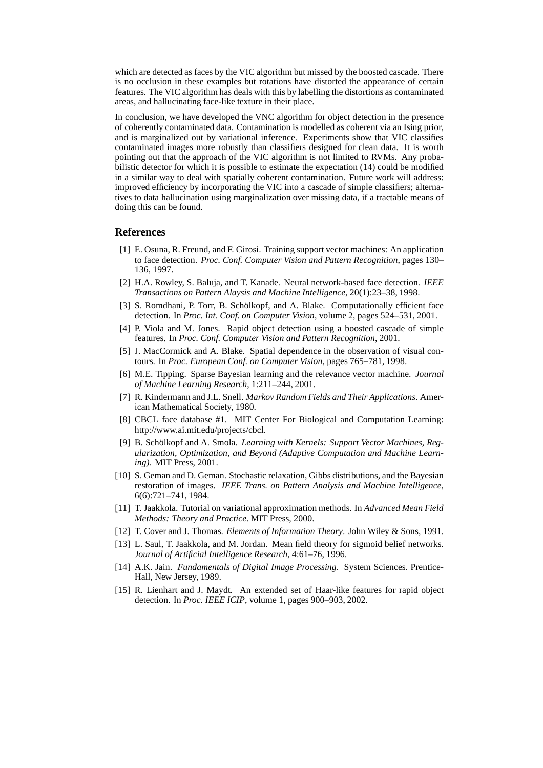which are detected as faces by the VIC algorithm but missed by the boosted cascade. There is no occlusion in these examples but rotations have distorted the appearance of certain features. The VIC algorithm has deals with this by labelling the distortions as contaminated areas, and hallucinating face-like texture in their place.

In conclusion, we have developed the VNC algorithm for object detection in the presence of coherently contaminated data. Contamination is modelled as coherent via an Ising prior, and is marginalized out by variational inference. Experiments show that VIC classifies contaminated images more robustly than classifiers designed for clean data. It is worth pointing out that the approach of the VIC algorithm is not limited to RVMs. Any probabilistic detector for which it is possible to estimate the expectation (14) could be modified in a similar way to deal with spatially coherent contamination. Future work will address: improved efficiency by incorporating the VIC into a cascade of simple classifiers; alternatives to data hallucination using marginalization over missing data, if a tractable means of doing this can be found.

## References

[1] E. Osuna, R. Freund, and F. Girosi. Training support vector machines: An application to face detection. *Proc. Conf. Computer Vision and Pattern Recognition*, pages 130–136, 1997.

[2] H.A. Rowley, S. Baluja, and T. Kanade. Neural network-based face detection. *IEEE Transactions on Pattern Alaysis and Machine Intelligence*, 20(1):23–38, 1998.

[3] S. Romdhani, P. Torr, B. Schölkopf, and A. Blake. Computationally efficient face detection. In *Proc. Int. Conf. on Computer Vision*, volume 2, pages 524–531, 2001.

[4] P. Viola and M. Jones. Rapid object detection using a boosted cascade of simple features. In *Proc. Conf. Computer Vision and Pattern Recognition*, 2001.

[5] J. MacCormick and A. Blake. Spatial dependence in the observation of visual contours. In *Proc. European Conf. on Computer Vision*, pages 765–781, 1998.

[6] M.E. Tipping. Sparse Bayesian learning and the relevance vector machine. *Journal of Machine Learning Research*, 1:211–244, 2001.

[7] R. Kindermann and J.L. Snell. *Markov Random Fields and Their Applications*. American Mathematical Society, 1980.

[8] CBCL face database #1. MIT Center For Biological and Computation Learning: http://www.ai.mit.edu/projects/cbcl.

[9] B. Schölkopf and A. Smola. *Learning with Kernels: Support Vector Machines, Regularization, Optimization, and Beyond (Adaptive Computation and Machine Learning)*. MIT Press, 2001.

[10] S. Geman and D. Geman. Stochastic relaxation, Gibbs distributions, and the Bayesian restoration of images. *IEEE Trans. on Pattern Analysis and Machine Intelligence*, 6(6):721–741, 1984.

[11] T. Jaakkola. Tutorial on variational approximation methods. In *Advanced Mean Field Methods: Theory and Practice*. MIT Press, 2000.

[12] T. Cover and J. Thomas. *Elements of Information Theory*. John Wiley & Sons, 1991.

[13] L. Saul, T. Jaakkola, and M. Jordan. Mean field theory for sigmoid belief networks. *Journal of Artificial Intelligence Research*, 4:61–76, 1996.

[14] A.K. Jain. *Fundamentals of Digital Image Processing*. System Sciences. Prentice-Hall, New Jersey, 1989.

[15] R. Lienhart and J. Maydt. An extended set of Haar-like features for rapid object detection. In *Proc. IEEE ICIP*, volume 1, pages 900–903, 2002.